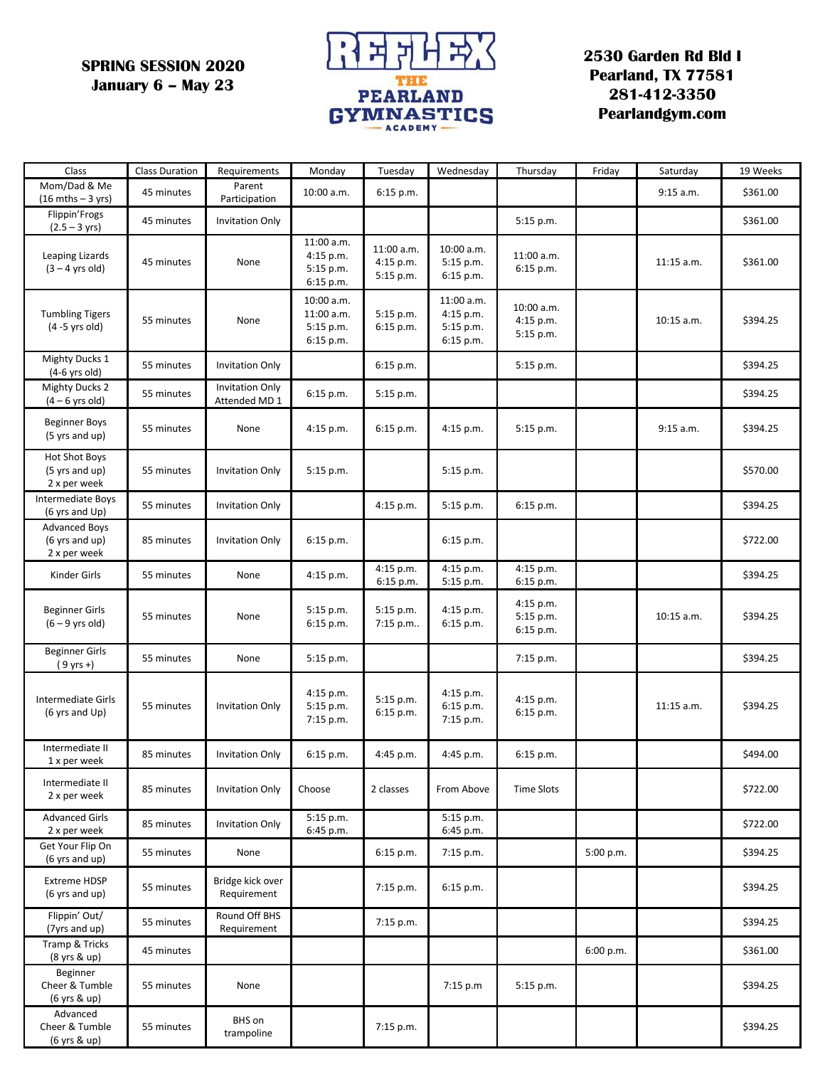**SPRING SESSION 2020**
**January 6 – May 23**

**REFLEX THE PEARLAND GYMNASTICS ACADEMY**

**2530 Garden Rd Bld I**
**Pearland, TX 77581**
**281-412-3350**
**Pearlandgym.com**

| Class | Class Duration | Requirements | Monday | Tuesday | Wednesday | Thursday | Friday | Saturday | 19 Weeks |
|---|---|---|---|---|---|---|---|---|---|
| Mom/Dad & Me (16 mths – 3 yrs) | 45 minutes | Parent Participation | 10:00 a.m. | 6:15 p.m. | | | | 9:15 a.m. | $361.00 |
| Flippin'Frogs (2.5 – 3 yrs) | 45 minutes | Invitation Only | | | | 5:15 p.m. | | | $361.00 |
| Leaping Lizards (3 – 4 yrs old) | 45 minutes | None | 11:00 a.m. 4:15 p.m. 5:15 p.m. 6:15 p.m. | 11:00 a.m. 4:15 p.m. 5:15 p.m. | 10:00 a.m. 5:15 p.m. 6:15 p.m. | 11:00 a.m. 6:15 p.m. | | 11:15 a.m. | $361.00 |
| Tumbling Tigers (4 -5 yrs old) | 55 minutes | None | 10:00 a.m. 11:00 a.m. 5:15 p.m. 6:15 p.m. | 5:15 p.m. 6:15 p.m. | 11:00 a.m. 4:15 p.m. 5:15 p.m. 6:15 p.m. | 10:00 a.m. 4:15 p.m. 5:15 p.m. | | 10:15 a.m. | $394.25 |
| Mighty Ducks 1 (4-6 yrs old) | 55 minutes | Invitation Only | | 6:15 p.m. | | 5:15 p.m. | | | $394.25 |
| Mighty Ducks 2 (4 – 6 yrs old) | 55 minutes | Invitation Only Attended MD 1 | 6:15 p.m. | 5:15 p.m. | | | | | $394.25 |
| Beginner Boys (5 yrs and up) | 55 minutes | None | 4:15 p.m. | 6:15 p.m. | 4:15 p.m. | 5:15 p.m. | | 9:15 a.m. | $394.25 |
| Hot Shot Boys (5 yrs and up) 2 x per week | 55 minutes | Invitation Only | 5:15 p.m. | | 5:15 p.m. | | | | $570.00 |
| Intermediate Boys (6 yrs and Up) | 55 minutes | Invitation Only | | 4:15 p.m. | 5:15 p.m. | 6:15 p.m. | | | $394.25 |
| Advanced Boys (6 yrs and up) 2 x per week | 85 minutes | Invitation Only | 6:15 p.m. | | 6:15 p.m. | | | | $722.00 |
| Kinder Girls | 55 minutes | None | 4:15 p.m. | 4:15 p.m. 6:15 p.m. | 4:15 p.m. 5:15 p.m. | 4:15 p.m. 6:15 p.m. | | | $394.25 |
| Beginner Girls (6 – 9 yrs old) | 55 minutes | None | 5:15 p.m. 6:15 p.m. | 5:15 p.m. 7:15 p.m.. | 4:15 p.m. 6:15 p.m. | 4:15 p.m. 5:15 p.m. 6:15 p.m. | | 10:15 a.m. | $394.25 |
| Beginner Girls ( 9 yrs +) | 55 minutes | None | 5:15 p.m. | | | 7:15 p.m. | | | $394.25 |
| Intermediate Girls (6 yrs and Up) | 55 minutes | Invitation Only | 4:15 p.m. 5:15 p.m. 7:15 p.m. | 5:15 p.m. 6:15 p.m. | 4:15 p.m. 6:15 p.m. 7:15 p.m. | 4:15 p.m. 6:15 p.m. | | 11:15 a.m. | $394.25 |
| Intermediate II 1 x per week | 85 minutes | Invitation Only | 6:15 p.m. | 4:45 p.m. | 4:45 p.m. | 6:15 p.m. | | | $494.00 |
| Intermediate II 2 x per week | 85 minutes | Invitation Only | Choose | 2 classes | From Above | Time Slots | | | $722.00 |
| Advanced Girls 2 x per week | 85 minutes | Invitation Only | 5:15 p.m. 6:45 p.m. | | 5:15 p.m. 6:45 p.m. | | | | $722.00 |
| Get Your Flip On (6 yrs and up) | 55 minutes | None | | 6:15 p.m. | 7:15 p.m. | | 5:00 p.m. | | $394.25 |
| Extreme HDSP (6 yrs and up) | 55 minutes | Bridge kick over Requirement | | 7:15 p.m. | 6:15 p.m. | | | | $394.25 |
| Flippin' Out/ (7yrs and up) | 55 minutes | Round Off BHS Requirement | | 7:15 p.m. | | | | | $394.25 |
| Tramp & Tricks (8 yrs & up) | 45 minutes | | | | | | 6:00 p.m. | | $361.00 |
| Beginner Cheer & Tumble (6 yrs & up) | 55 minutes | None | | | 7:15 p.m | 5:15 p.m. | | | $394.25 |
| Advanced Cheer & Tumble (6 yrs & up) | 55 minutes | BHS on trampoline | | 7:15 p.m. | | | | | $394.25 |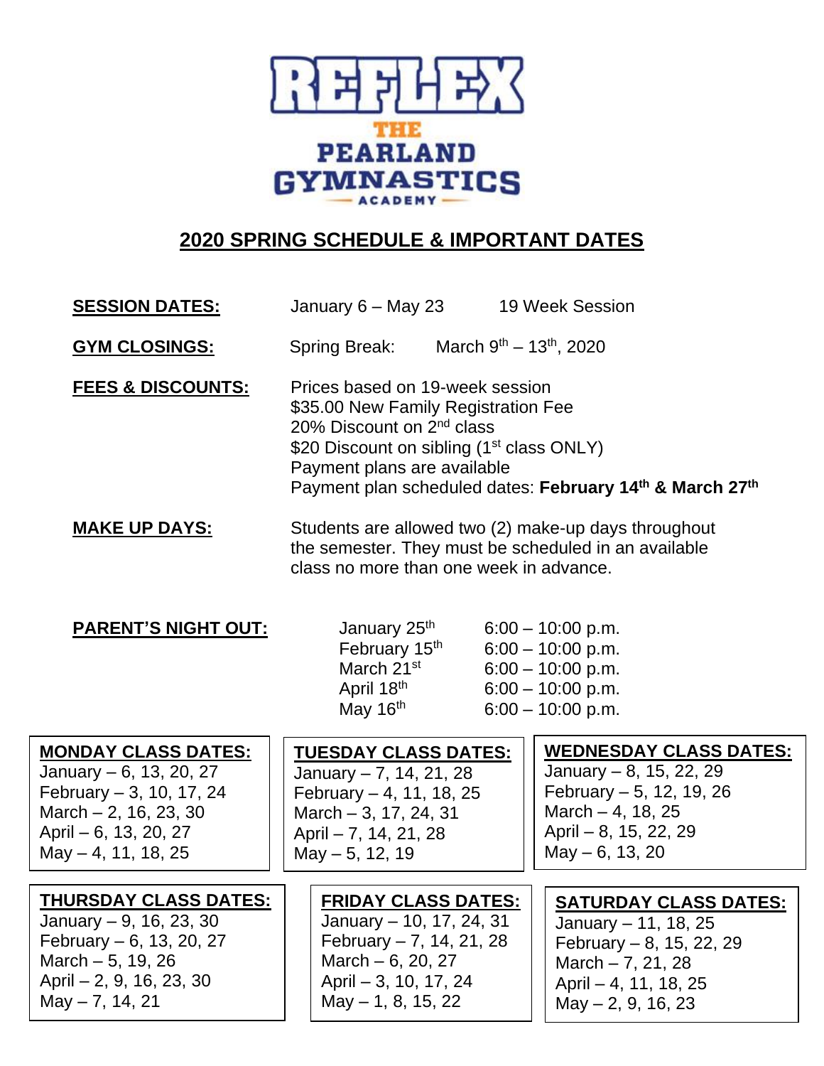# REFLEX

## THE PEARLAND GYMNASTICS ACADEMY

## 2020 SPRING SCHEDULE & IMPORTANT DATES

**SESSION DATES:** January 6 – May 23 — 19 Week Session

**GYM CLOSINGS:** Spring Break: March 9th – 13th, 2020

**FEES & DISCOUNTS:**
Prices based on 19-week session
$35.00 New Family Registration Fee
20% Discount on 2nd class
$20 Discount on sibling (1st class ONLY)
Payment plans are available
Payment plan scheduled dates: **February 14th & March 27th**

**MAKE UP DAYS:** Students are allowed two (2) make-up days throughout the semester. They must be scheduled in an available class no more than one week in advance.

**PARENT'S NIGHT OUT:**

| | |
|---|---|
| January 25th | 6:00 – 10:00 p.m. |
| February 15th | 6:00 – 10:00 p.m. |
| March 21st | 6:00 – 10:00 p.m. |
| April 18th | 6:00 – 10:00 p.m. |
| May 16th | 6:00 – 10:00 p.m. |

**MONDAY CLASS DATES:**
January – 6, 13, 20, 27
February – 3, 10, 17, 24
March – 2, 16, 23, 30
April – 6, 13, 20, 27
May – 4, 11, 18, 25

**TUESDAY CLASS DATES:**
January – 7, 14, 21, 28
February – 4, 11, 18, 25
March – 3, 17, 24, 31
April – 7, 14, 21, 28
May – 5, 12, 19

**WEDNESDAY CLASS DATES:**
January – 8, 15, 22, 29
February – 5, 12, 19, 26
March – 4, 18, 25
April – 8, 15, 22, 29
May – 6, 13, 20

**THURSDAY CLASS DATES:**
January – 9, 16, 23, 30
February – 6, 13, 20, 27
March – 5, 19, 26
April – 2, 9, 16, 23, 30
May – 7, 14, 21

**FRIDAY CLASS DATES:**
January – 10, 17, 24, 31
February – 7, 14, 21, 28
March – 6, 20, 27
April – 3, 10, 17, 24
May – 1, 8, 15, 22

**SATURDAY CLASS DATES:**
January – 11, 18, 25
February – 8, 15, 22, 29
March – 7, 21, 28
April – 4, 11, 18, 25
May – 2, 9, 16, 23